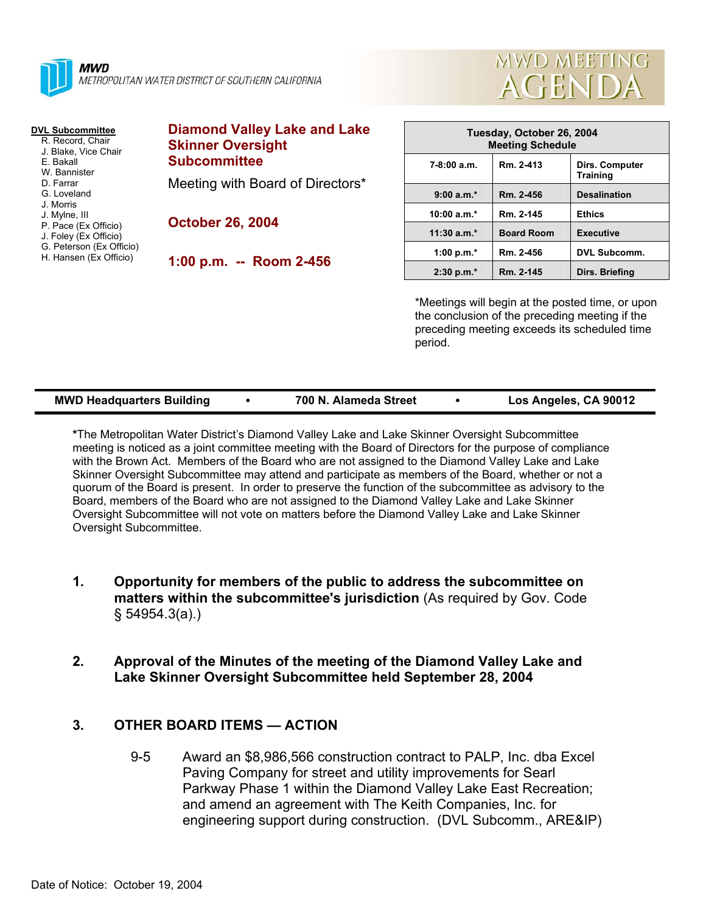**MWD**
METROPOLITAN WATER DISTRICT OF SOUTHERN CALIFORNIA

# MWD MEETING AGENDA

**DVL Subcommittee**
- R. Record, Chair
- J. Blake, Vice Chair
- E. Bakall
- W. Bannister
- D. Farrar
- G. Loveland
- J. Morris
- J. Mylne, III
- P. Pace (Ex Officio)
- J. Foley (Ex Officio)
- G. Peterson (Ex Officio)
- H. Hansen (Ex Officio)

## Diamond Valley Lake and Lake Skinner Oversight Subcommittee

Meeting with Board of Directors*

**October 26, 2004**

**1:00 p.m. -- Room 2-456**

| Tuesday, October 26, 2004 Meeting Schedule | | |
|---|---|---|
| 7-8:00 a.m. | Rm. 2-413 | Dirs. Computer Training |
| 9:00 a.m.* | Rm. 2-456 | Desalination |
| 10:00 a.m.* | Rm. 2-145 | Ethics |
| 11:30 a.m.* | Board Room | Executive |
| 1:00 p.m.* | Rm. 2-456 | DVL Subcomm. |
| 2:30 p.m.* | Rm. 2-145 | Dirs. Briefing |

*Meetings will begin at the posted time, or upon the conclusion of the preceding meeting if the preceding meeting exceeds its scheduled time period.

**MWD Headquarters Building • 700 N. Alameda Street • Los Angeles, CA 90012**

***The Metropolitan Water District's Diamond Valley Lake and Lake Skinner Oversight Subcommittee meeting is noticed as a joint committee meeting with the Board of Directors for the purpose of compliance with the Brown Act. Members of the Board who are not assigned to the Diamond Valley Lake and Lake Skinner Oversight Subcommittee may attend and participate as members of the Board, whether or not a quorum of the Board is present. In order to preserve the function of the subcommittee as advisory to the Board, members of the Board who are not assigned to the Diamond Valley Lake and Lake Skinner Oversight Subcommittee will not vote on matters before the Diamond Valley Lake and Lake Skinner Oversight Subcommittee.

1. **Opportunity for members of the public to address the subcommittee on matters within the subcommittee's jurisdiction** (As required by Gov. Code § 54954.3(a).)

2. **Approval of the Minutes of the meeting of the Diamond Valley Lake and Lake Skinner Oversight Subcommittee held September 28, 2004**

3. **OTHER BOARD ITEMS — ACTION**

   9-5 Award an $8,986,566 construction contract to PALP, Inc. dba Excel Paving Company for street and utility improvements for Searl Parkway Phase 1 within the Diamond Valley Lake East Recreation; and amend an agreement with The Keith Companies, Inc. for engineering support during construction. (DVL Subcomm., ARE&IP)

Date of Notice: October 19, 2004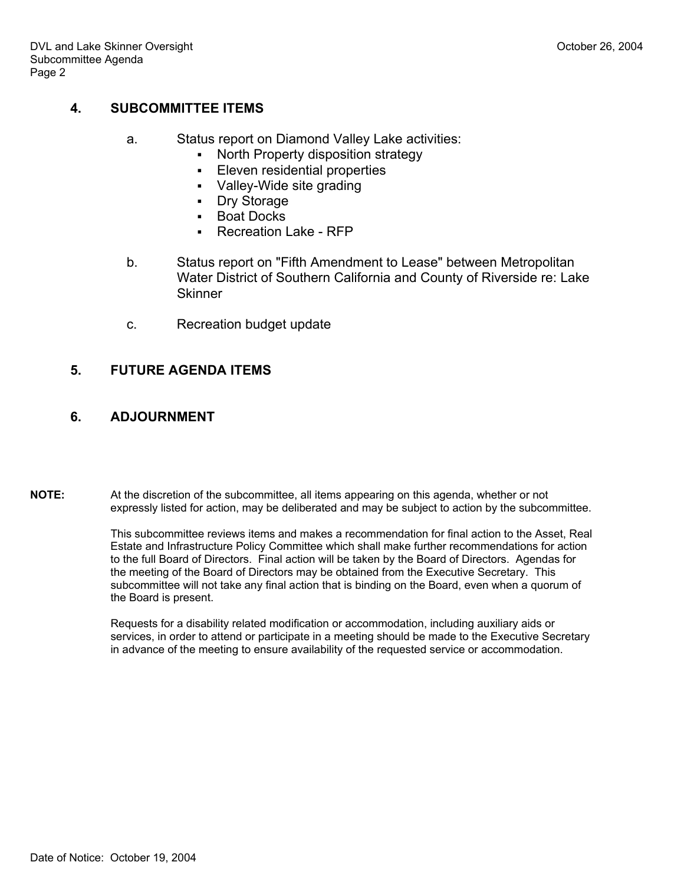## 4. SUBCOMMITTEE ITEMS

a. Status report on Diamond Valley Lake activities:
   - North Property disposition strategy
   - Eleven residential properties
   - Valley-Wide site grading
   - Dry Storage
   - Boat Docks
   - Recreation Lake - RFP

b. Status report on "Fifth Amendment to Lease" between Metropolitan Water District of Southern California and County of Riverside re: Lake Skinner

c. Recreation budget update

## 5. FUTURE AGENDA ITEMS

## 6. ADJOURNMENT

**NOTE:** At the discretion of the subcommittee, all items appearing on this agenda, whether or not expressly listed for action, may be deliberated and may be subject to action by the subcommittee.

This subcommittee reviews items and makes a recommendation for final action to the Asset, Real Estate and Infrastructure Policy Committee which shall make further recommendations for action to the full Board of Directors. Final action will be taken by the Board of Directors. Agendas for the meeting of the Board of Directors may be obtained from the Executive Secretary. This subcommittee will not take any final action that is binding on the Board, even when a quorum of the Board is present.

Requests for a disability related modification or accommodation, including auxiliary aids or services, in order to attend or participate in a meeting should be made to the Executive Secretary in advance of the meeting to ensure availability of the requested service or accommodation.

Date of Notice: October 19, 2004